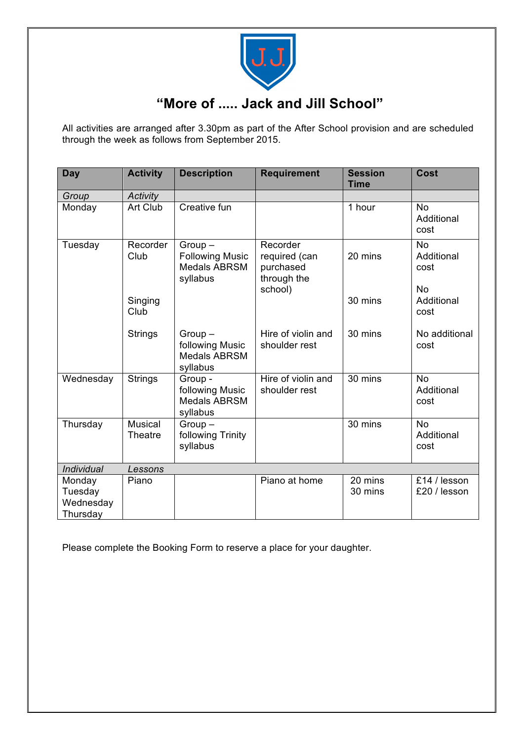# "More of ..... Jack and Jill School"

All activities are arranged after 3.30pm as part of the After School provision and are scheduled through the week as follows from September 2015.

| Day | Activity | Description | Requirement | Session Time | Cost |
|---|---|---|---|---|---|
| *Group* | *Activity* | | | | |
| Monday | Art Club | Creative fun | | 1 hour | No Additional cost |
| Tuesday | Recorder Club | Group – Following Music Medals ABRSM syllabus | Recorder required (can purchased through the school) | 20 mins | No Additional cost |
| | Singing Club | | | 30 mins | No Additional cost |
| | Strings | Group – following Music Medals ABRSM syllabus | Hire of violin and shoulder rest | 30 mins | No additional cost |
| Wednesday | Strings | Group - following Music Medals ABRSM syllabus | Hire of violin and shoulder rest | 30 mins | No Additional cost |
| Thursday | Musical Theatre | Group – following Trinity syllabus | | 30 mins | No Additional cost |
| *Individual* | *Lessons* | | | | |
| Monday Tuesday Wednesday Thursday | Piano | | Piano at home | 20 mins<br>30 mins | £14 / lesson<br>£20 / lesson |

Please complete the Booking Form to reserve a place for your daughter.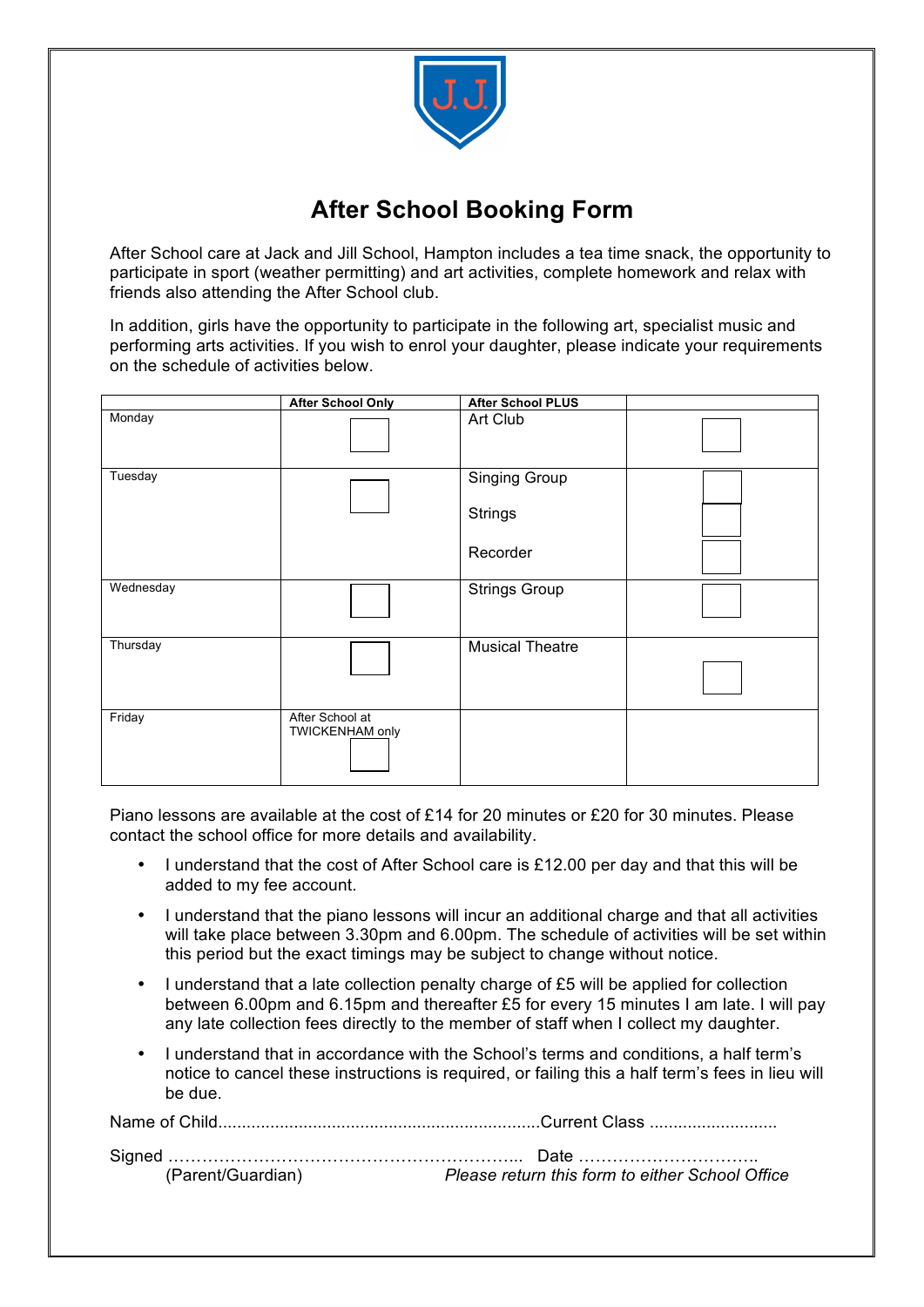# After School Booking Form

After School care at Jack and Jill School, Hampton includes a tea time snack, the opportunity to participate in sport (weather permitting) and art activities, complete homework and relax with friends also attending the After School club.

In addition, girls have the opportunity to participate in the following art, specialist music and performing arts activities. If you wish to enrol your daughter, please indicate your requirements on the schedule of activities below.

| | After School Only | After School PLUS | |
|---|---|---|---|
| Monday | ☐ | Art Club | ☐ |
| Tuesday | ☐ | Singing Group<br>Strings<br>Recorder | ☐<br>☐<br>☐ |
| Wednesday | ☐ | Strings Group | ☐ |
| Thursday | ☐ | Musical Theatre | ☐ |
| Friday | After School at TWICKENHAM only ☐ | | |

Piano lessons are available at the cost of £14 for 20 minutes or £20 for 30 minutes. Please contact the school office for more details and availability.

- I understand that the cost of After School care is £12.00 per day and that this will be added to my fee account.
- I understand that the piano lessons will incur an additional charge and that all activities will take place between 3.30pm and 6.00pm. The schedule of activities will be set within this period but the exact timings may be subject to change without notice.
- I understand that a late collection penalty charge of £5 will be applied for collection between 6.00pm and 6.15pm and thereafter £5 for every 15 minutes I am late. I will pay any late collection fees directly to the member of staff when I collect my daughter.
- I understand that in accordance with the School's terms and conditions, a half term's notice to cancel these instructions is required, or failing this a half term's fees in lieu will be due.

Name of Child...................................................................Current Class ..........................

Signed ……………………………………………………... Date …………………………..
(Parent/Guardian) *Please return this form to either School Office*